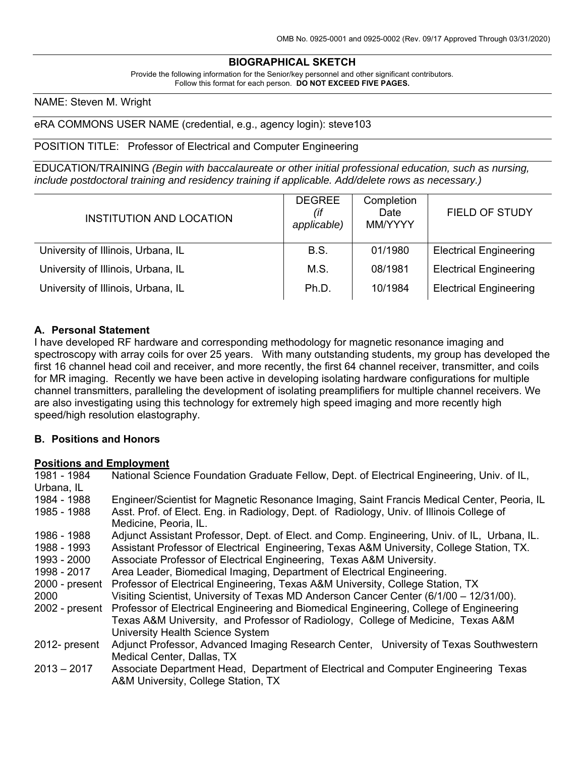OMB No. 0925-0001 and 0925-0002 (Rev. 09/17 Approved Through 03/31/2020)

# BIOGRAPHICAL SKETCH

Provide the following information for the Senior/key personnel and other significant contributors.
Follow this format for each person. **DO NOT EXCEED FIVE PAGES.**

NAME: Steven M. Wright

eRA COMMONS USER NAME (credential, e.g., agency login): steve103

POSITION TITLE: Professor of Electrical and Computer Engineering

EDUCATION/TRAINING *(Begin with baccalaureate or other initial professional education, such as nursing, include postdoctoral training and residency training if applicable. Add/delete rows as necessary.)*

| INSTITUTION AND LOCATION | DEGREE *(if applicable)* | Completion Date MM/YYYY | FIELD OF STUDY |
|---|---|---|---|
| University of Illinois, Urbana, IL | B.S. | 01/1980 | Electrical Engineering |
| University of Illinois, Urbana, IL | M.S. | 08/1981 | Electrical Engineering |
| University of Illinois, Urbana, IL | Ph.D. | 10/1984 | Electrical Engineering |

### A. Personal Statement

I have developed RF hardware and corresponding methodology for magnetic resonance imaging and spectroscopy with array coils for over 25 years. With many outstanding students, my group has developed the first 16 channel head coil and receiver, and more recently, the first 64 channel receiver, transmitter, and coils for MR imaging. Recently we have been active in developing isolating hardware configurations for multiple channel transmitters, paralleling the development of isolating preamplifiers for multiple channel receivers. We are also investigating using this technology for extremely high speed imaging and more recently high speed/high resolution elastography.

### B. Positions and Honors

**Positions and Employment**

1981 - 1984 National Science Foundation Graduate Fellow, Dept. of Electrical Engineering, Univ. of IL, Urbana, IL

1984 - 1988 Engineer/Scientist for Magnetic Resonance Imaging, Saint Francis Medical Center, Peoria, IL

1985 - 1988 Asst. Prof. of Elect. Eng. in Radiology, Dept. of Radiology, Univ. of Illinois College of Medicine, Peoria, IL.

1986 - 1988 Adjunct Assistant Professor, Dept. of Elect. and Comp. Engineering, Univ. of IL, Urbana, IL.

1988 - 1993 Assistant Professor of Electrical Engineering, Texas A&M University, College Station, TX.

1993 - 2000 Associate Professor of Electrical Engineering, Texas A&M University.

1998 - 2017 Area Leader, Biomedical Imaging, Department of Electrical Engineering.

2000 - present Professor of Electrical Engineering, Texas A&M University, College Station, TX

2000 Visiting Scientist, University of Texas MD Anderson Cancer Center (6/1/00 – 12/31/00).

2002 - present Professor of Electrical Engineering and Biomedical Engineering, College of Engineering Texas A&M University, and Professor of Radiology, College of Medicine, Texas A&M University Health Science System

2012- present Adjunct Professor, Advanced Imaging Research Center, University of Texas Southwestern Medical Center, Dallas, TX

2013 – 2017 Associate Department Head, Department of Electrical and Computer Engineering Texas A&M University, College Station, TX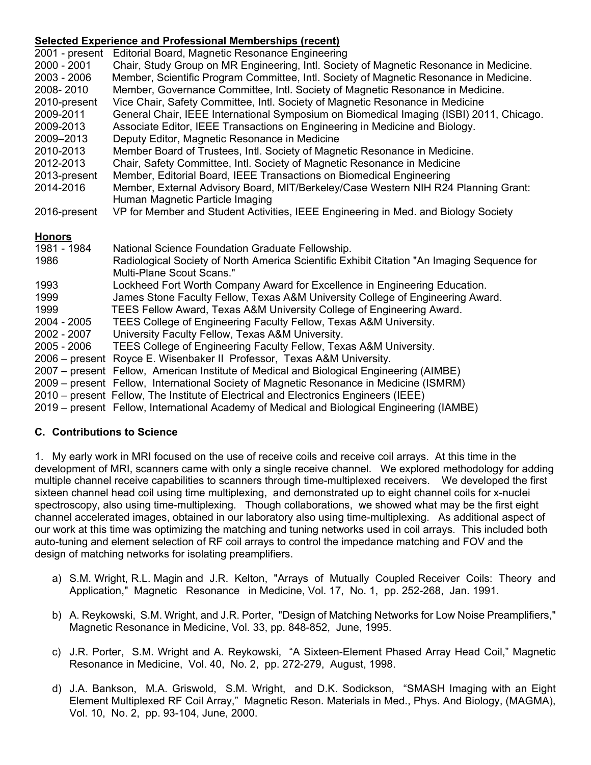**Selected Experience and Professional Memberships (recent)**

2001 - present Editorial Board, Magnetic Resonance Engineering
2000 - 2001 Chair, Study Group on MR Engineering, Intl. Society of Magnetic Resonance in Medicine.
2003 - 2006 Member, Scientific Program Committee, Intl. Society of Magnetic Resonance in Medicine.
2008- 2010 Member, Governance Committee, Intl. Society of Magnetic Resonance in Medicine.
2010-present Vice Chair, Safety Committee, Intl. Society of Magnetic Resonance in Medicine
2009-2011 General Chair, IEEE International Symposium on Biomedical Imaging (ISBI) 2011, Chicago.
2009-2013 Associate Editor, IEEE Transactions on Engineering in Medicine and Biology.
2009–2013 Deputy Editor, Magnetic Resonance in Medicine
2010-2013 Member Board of Trustees, Intl. Society of Magnetic Resonance in Medicine.
2012-2013 Chair, Safety Committee, Intl. Society of Magnetic Resonance in Medicine
2013-present Member, Editorial Board, IEEE Transactions on Biomedical Engineering
2014-2016 Member, External Advisory Board, MIT/Berkeley/Case Western NIH R24 Planning Grant: Human Magnetic Particle Imaging
2016-present VP for Member and Student Activities, IEEE Engineering in Med. and Biology Society

**Honors**

1981 - 1984 National Science Foundation Graduate Fellowship.
1986 Radiological Society of North America Scientific Exhibit Citation "An Imaging Sequence for Multi-Plane Scout Scans."
1993 Lockheed Fort Worth Company Award for Excellence in Engineering Education.
1999 James Stone Faculty Fellow, Texas A&M University College of Engineering Award.
1999 TEES Fellow Award, Texas A&M University College of Engineering Award.
2004 - 2005 TEES College of Engineering Faculty Fellow, Texas A&M University.
2002 - 2007 University Faculty Fellow, Texas A&M University.
2005 - 2006 TEES College of Engineering Faculty Fellow, Texas A&M University.
2006 – present Royce E. Wisenbaker II Professor, Texas A&M University.
2007 – present Fellow, American Institute of Medical and Biological Engineering (AIMBE)
2009 – present Fellow, International Society of Magnetic Resonance in Medicine (ISMRM)
2010 – present Fellow, The Institute of Electrical and Electronics Engineers (IEEE)
2019 – present Fellow, International Academy of Medical and Biological Engineering (IAMBE)

## C. Contributions to Science

1. My early work in MRI focused on the use of receive coils and receive coil arrays. At this time in the development of MRI, scanners came with only a single receive channel. We explored methodology for adding multiple channel receive capabilities to scanners through time-multiplexed receivers. We developed the first sixteen channel head coil using time multiplexing, and demonstrated up to eight channel coils for x-nuclei spectroscopy, also using time-multiplexing. Though collaborations, we showed what may be the first eight channel accelerated images, obtained in our laboratory also using time-multiplexing. As additional aspect of our work at this time was optimizing the matching and tuning networks used in coil arrays. This included both auto-tuning and element selection of RF coil arrays to control the impedance matching and FOV and the design of matching networks for isolating preamplifiers.

a) S.M. Wright, R.L. Magin and J.R. Kelton, "Arrays of Mutually Coupled Receiver Coils: Theory and Application," Magnetic Resonance in Medicine, Vol. 17, No. 1, pp. 252-268, Jan. 1991.

b) A. Reykowski, S.M. Wright, and J.R. Porter, "Design of Matching Networks for Low Noise Preamplifiers," Magnetic Resonance in Medicine, Vol. 33, pp. 848-852, June, 1995.

c) J.R. Porter, S.M. Wright and A. Reykowski, "A Sixteen-Element Phased Array Head Coil," Magnetic Resonance in Medicine, Vol. 40, No. 2, pp. 272-279, August, 1998.

d) J.A. Bankson, M.A. Griswold, S.M. Wright, and D.K. Sodickson, "SMASH Imaging with an Eight Element Multiplexed RF Coil Array," Magnetic Reson. Materials in Med., Phys. And Biology, (MAGMA), Vol. 10, No. 2, pp. 93-104, June, 2000.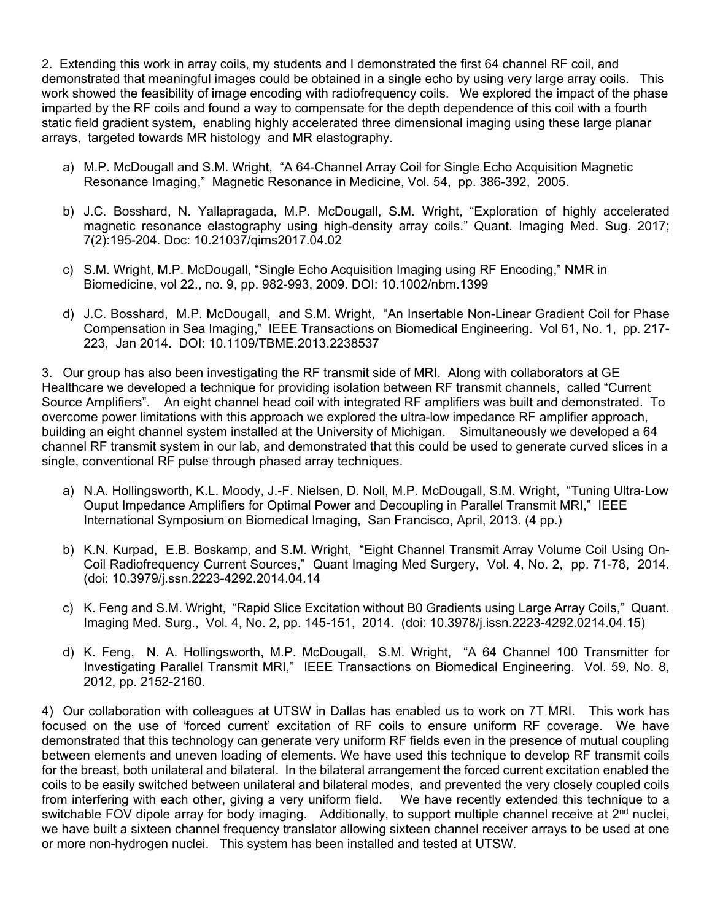2. Extending this work in array coils, my students and I demonstrated the first 64 channel RF coil, and demonstrated that meaningful images could be obtained in a single echo by using very large array coils. This work showed the feasibility of image encoding with radiofrequency coils. We explored the impact of the phase imparted by the RF coils and found a way to compensate for the depth dependence of this coil with a fourth static field gradient system, enabling highly accelerated three dimensional imaging using these large planar arrays, targeted towards MR histology and MR elastography.

a) M.P. McDougall and S.M. Wright, "A 64-Channel Array Coil for Single Echo Acquisition Magnetic Resonance Imaging," Magnetic Resonance in Medicine, Vol. 54, pp. 386-392, 2005.

b) J.C. Bosshard, N. Yallapragada, M.P. McDougall, S.M. Wright, "Exploration of highly accelerated magnetic resonance elastography using high-density array coils." Quant. Imaging Med. Sug. 2017; 7(2):195-204. Doc: 10.21037/qims2017.04.02

c) S.M. Wright, M.P. McDougall, "Single Echo Acquisition Imaging using RF Encoding," NMR in Biomedicine, vol 22., no. 9, pp. 982-993, 2009. DOI: 10.1002/nbm.1399

d) J.C. Bosshard, M.P. McDougall, and S.M. Wright, "An Insertable Non-Linear Gradient Coil for Phase Compensation in Sea Imaging," IEEE Transactions on Biomedical Engineering. Vol 61, No. 1, pp. 217-223, Jan 2014. DOI: 10.1109/TBME.2013.2238537

3. Our group has also been investigating the RF transmit side of MRI. Along with collaborators at GE Healthcare we developed a technique for providing isolation between RF transmit channels, called "Current Source Amplifiers". An eight channel head coil with integrated RF amplifiers was built and demonstrated. To overcome power limitations with this approach we explored the ultra-low impedance RF amplifier approach, building an eight channel system installed at the University of Michigan. Simultaneously we developed a 64 channel RF transmit system in our lab, and demonstrated that this could be used to generate curved slices in a single, conventional RF pulse through phased array techniques.

a) N.A. Hollingsworth, K.L. Moody, J.-F. Nielsen, D. Noll, M.P. McDougall, S.M. Wright, "Tuning Ultra-Low Ouput Impedance Amplifiers for Optimal Power and Decoupling in Parallel Transmit MRI," IEEE International Symposium on Biomedical Imaging, San Francisco, April, 2013. (4 pp.)

b) K.N. Kurpad, E.B. Boskamp, and S.M. Wright, "Eight Channel Transmit Array Volume Coil Using On-Coil Radiofrequency Current Sources," Quant Imaging Med Surgery, Vol. 4, No. 2, pp. 71-78, 2014. (doi: 10.3979/j.ssn.2223-4292.2014.04.14

c) K. Feng and S.M. Wright, "Rapid Slice Excitation without B0 Gradients using Large Array Coils," Quant. Imaging Med. Surg., Vol. 4, No. 2, pp. 145-151, 2014. (doi: 10.3978/j.issn.2223-4292.0214.04.15)

d) K. Feng, N. A. Hollingsworth, M.P. McDougall, S.M. Wright, "A 64 Channel 100 Transmitter for Investigating Parallel Transmit MRI," IEEE Transactions on Biomedical Engineering. Vol. 59, No. 8, 2012, pp. 2152-2160.

4) Our collaboration with colleagues at UTSW in Dallas has enabled us to work on 7T MRI. This work has focused on the use of 'forced current' excitation of RF coils to ensure uniform RF coverage. We have demonstrated that this technology can generate very uniform RF fields even in the presence of mutual coupling between elements and uneven loading of elements. We have used this technique to develop RF transmit coils for the breast, both unilateral and bilateral. In the bilateral arrangement the forced current excitation enabled the coils to be easily switched between unilateral and bilateral modes, and prevented the very closely coupled coils from interfering with each other, giving a very uniform field. We have recently extended this technique to a switchable FOV dipole array for body imaging. Additionally, to support multiple channel receive at 2nd nuclei, we have built a sixteen channel frequency translator allowing sixteen channel receiver arrays to be used at one or more non-hydrogen nuclei. This system has been installed and tested at UTSW.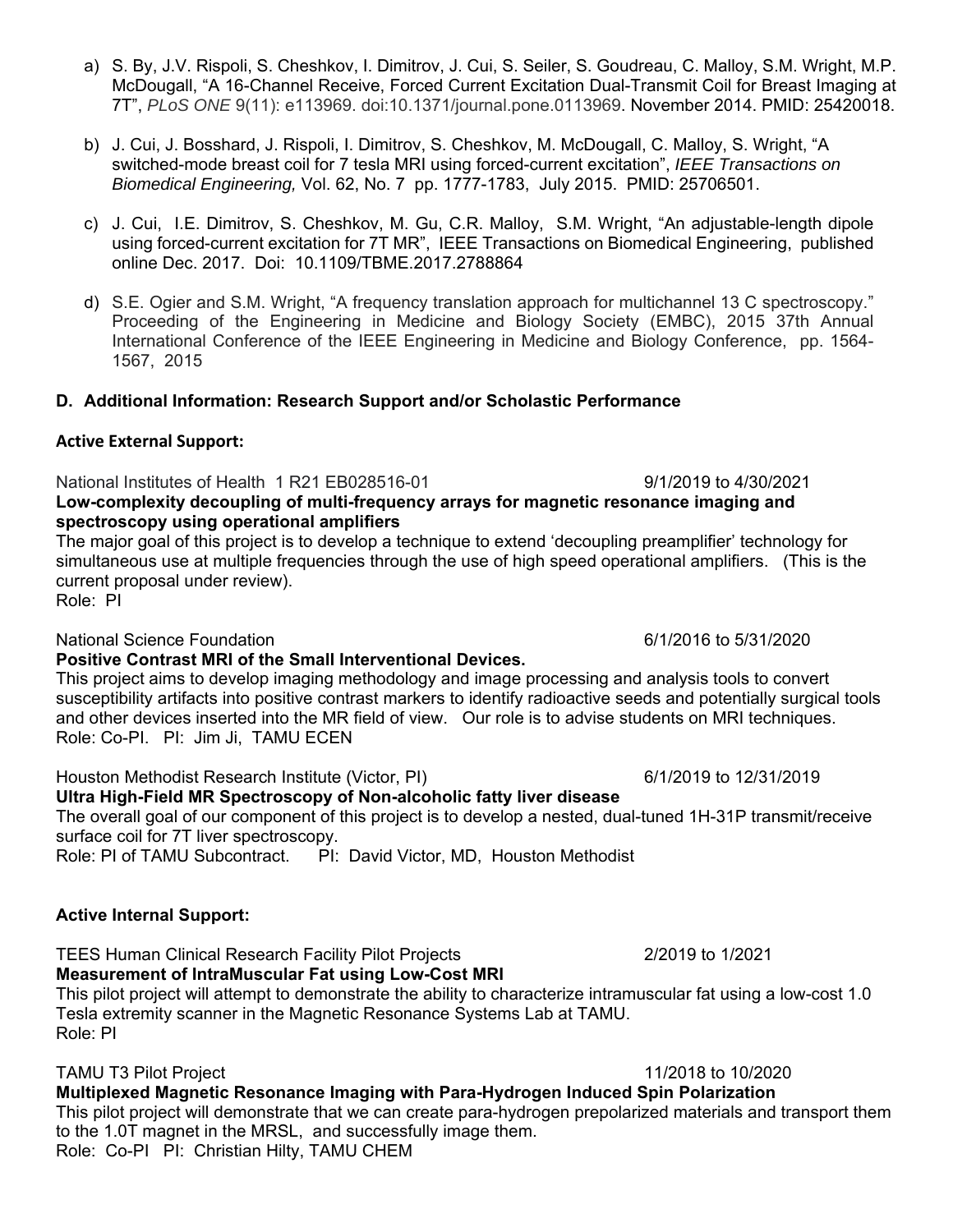a) S. By, J.V. Rispoli, S. Cheshkov, I. Dimitrov, J. Cui, S. Seiler, S. Goudreau, C. Malloy, S.M. Wright, M.P. McDougall, "A 16-Channel Receive, Forced Current Excitation Dual-Transmit Coil for Breast Imaging at 7T", *PLoS ONE* 9(11): e113969. doi:10.1371/journal.pone.0113969. November 2014. PMID: 25420018.

b) J. Cui, J. Bosshard, J. Rispoli, I. Dimitrov, S. Cheshkov, M. McDougall, C. Malloy, S. Wright, "A switched-mode breast coil for 7 tesla MRI using forced-current excitation", *IEEE Transactions on Biomedical Engineering,* Vol. 62, No. 7 pp. 1777-1783, July 2015. PMID: 25706501.

c) J. Cui, I.E. Dimitrov, S. Cheshkov, M. Gu, C.R. Malloy, S.M. Wright, "An adjustable-length dipole using forced-current excitation for 7T MR", IEEE Transactions on Biomedical Engineering, published online Dec. 2017. Doi: 10.1109/TBME.2017.2788864

d) S.E. Ogier and S.M. Wright, "A frequency translation approach for multichannel 13 C spectroscopy." Proceeding of the Engineering in Medicine and Biology Society (EMBC), 2015 37th Annual International Conference of the IEEE Engineering in Medicine and Biology Conference, pp. 1564-1567, 2015

**D. Additional Information: Research Support and/or Scholastic Performance**

**Active External Support:**

National Institutes of Health 1 R21 EB028516-01 9/1/2019 to 4/30/2021
**Low-complexity decoupling of multi-frequency arrays for magnetic resonance imaging and spectroscopy using operational amplifiers**
The major goal of this project is to develop a technique to extend 'decoupling preamplifier' technology for simultaneous use at multiple frequencies through the use of high speed operational amplifiers. (This is the current proposal under review).
Role: PI

National Science Foundation 6/1/2016 to 5/31/2020
**Positive Contrast MRI of the Small Interventional Devices.**
This project aims to develop imaging methodology and image processing and analysis tools to convert susceptibility artifacts into positive contrast markers to identify radioactive seeds and potentially surgical tools and other devices inserted into the MR field of view. Our role is to advise students on MRI techniques.
Role: Co-PI. PI: Jim Ji, TAMU ECEN

Houston Methodist Research Institute (Victor, PI) 6/1/2019 to 12/31/2019
**Ultra High-Field MR Spectroscopy of Non-alcoholic fatty liver disease**
The overall goal of our component of this project is to develop a nested, dual-tuned 1H-31P transmit/receive surface coil for 7T liver spectroscopy.
Role: PI of TAMU Subcontract. PI: David Victor, MD, Houston Methodist

**Active Internal Support:**

TEES Human Clinical Research Facility Pilot Projects 2/2019 to 1/2021
**Measurement of IntraMuscular Fat using Low-Cost MRI**
This pilot project will attempt to demonstrate the ability to characterize intramuscular fat using a low-cost 1.0 Tesla extremity scanner in the Magnetic Resonance Systems Lab at TAMU.
Role: PI

TAMU T3 Pilot Project 11/2018 to 10/2020
**Multiplexed Magnetic Resonance Imaging with Para-Hydrogen Induced Spin Polarization**
This pilot project will demonstrate that we can create para-hydrogen prepolarized materials and transport them to the 1.0T magnet in the MRSL, and successfully image them.
Role: Co-PI PI: Christian Hilty, TAMU CHEM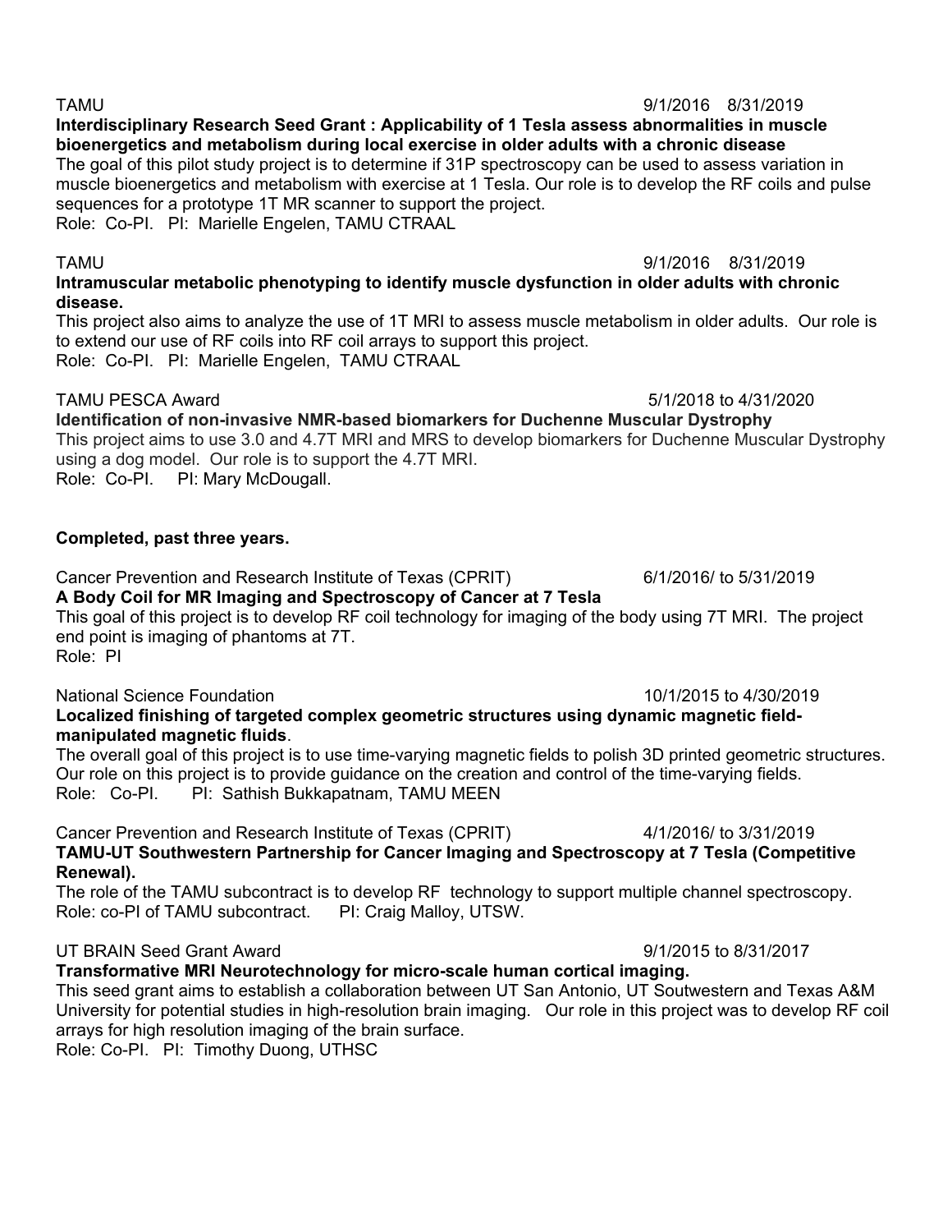TAMU 9/1/2016 8/31/2019

**Interdisciplinary Research Seed Grant : Applicability of 1 Tesla assess abnormalities in muscle bioenergetics and metabolism during local exercise in older adults with a chronic disease**

The goal of this pilot study project is to determine if 31P spectroscopy can be used to assess variation in muscle bioenergetics and metabolism with exercise at 1 Tesla. Our role is to develop the RF coils and pulse sequences for a prototype 1T MR scanner to support the project.

Role: Co-PI. PI: Marielle Engelen, TAMU CTRAAL

TAMU 9/1/2016 8/31/2019

**Intramuscular metabolic phenotyping to identify muscle dysfunction in older adults with chronic disease.**

This project also aims to analyze the use of 1T MRI to assess muscle metabolism in older adults. Our role is to extend our use of RF coils into RF coil arrays to support this project.

Role: Co-PI. PI: Marielle Engelen, TAMU CTRAAL

TAMU PESCA Award 5/1/2018 to 4/31/2020

**Identification of non-invasive NMR-based biomarkers for Duchenne Muscular Dystrophy**

This project aims to use 3.0 and 4.7T MRI and MRS to develop biomarkers for Duchenne Muscular Dystrophy using a dog model. Our role is to support the 4.7T MRI.

Role: Co-PI. PI: Mary McDougall.

**Completed, past three years.**

Cancer Prevention and Research Institute of Texas (CPRIT) 6/1/2016/ to 5/31/2019

**A Body Coil for MR Imaging and Spectroscopy of Cancer at 7 Tesla**

This goal of this project is to develop RF coil technology for imaging of the body using 7T MRI. The project end point is imaging of phantoms at 7T.

Role: PI

National Science Foundation 10/1/2015 to 4/30/2019

**Localized finishing of targeted complex geometric structures using dynamic magnetic field-manipulated magnetic fluids**.

The overall goal of this project is to use time-varying magnetic fields to polish 3D printed geometric structures. Our role on this project is to provide guidance on the creation and control of the time-varying fields.

Role: Co-PI. PI: Sathish Bukkapatnam, TAMU MEEN

Cancer Prevention and Research Institute of Texas (CPRIT) 4/1/2016/ to 3/31/2019

**TAMU-UT Southwestern Partnership for Cancer Imaging and Spectroscopy at 7 Tesla (Competitive Renewal).**

The role of the TAMU subcontract is to develop RF technology to support multiple channel spectroscopy.

Role: co-PI of TAMU subcontract. PI: Craig Malloy, UTSW.

UT BRAIN Seed Grant Award 9/1/2015 to 8/31/2017

**Transformative MRI Neurotechnology for micro-scale human cortical imaging.**

This seed grant aims to establish a collaboration between UT San Antonio, UT Soutwestern and Texas A&M University for potential studies in high-resolution brain imaging. Our role in this project was to develop RF coil arrays for high resolution imaging of the brain surface.

Role: Co-PI. PI: Timothy Duong, UTHSC